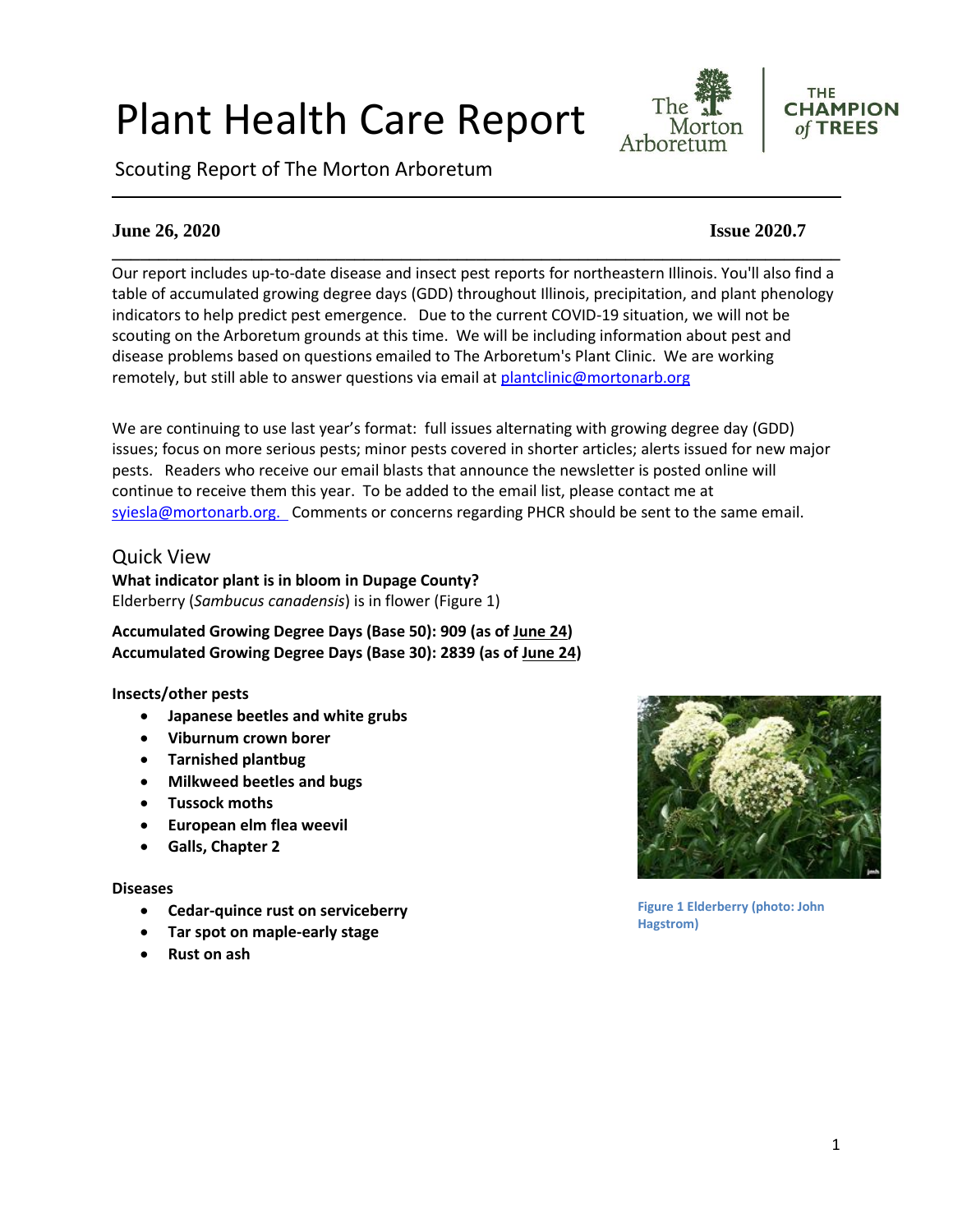# Plant Health Care Report

Scouting Report of The Morton Arboretum

**June 26, 2020** **Issue 2020.7**

Our report includes up-to-date disease and insect pest reports for northeastern Illinois. You'll also find a table of accumulated growing degree days (GDD) throughout Illinois, precipitation, and plant phenology indicators to help predict pest emergence. Due to the current COVID-19 situation, we will not be scouting on the Arboretum grounds at this time. We will be including information about pest and disease problems based on questions emailed to The Arboretum's Plant Clinic. We are working remotely, but still able to answer questions via email at plantclinic@mortonarb.org

We are continuing to use last year's format: full issues alternating with growing degree day (GDD) issues; focus on more serious pests; minor pests covered in shorter articles; alerts issued for new major pests. Readers who receive our email blasts that announce the newsletter is posted online will continue to receive them this year. To be added to the email list, please contact me at syiesla@mortonarb.org. Comments or concerns regarding PHCR should be sent to the same email.

## Quick View

**What indicator plant is in bloom in Dupage County?**
Elderberry (*Sambucus canadensis*) is in flower (Figure 1)

**Accumulated Growing Degree Days (Base 50): 909 (as of June 24)**
**Accumulated Growing Degree Days (Base 30): 2839 (as of June 24)**

**Insects/other pests**

- **Japanese beetles and white grubs**
- **Viburnum crown borer**
- **Tarnished plantbug**
- **Milkweed beetles and bugs**
- **Tussock moths**
- **European elm flea weevil**
- **Galls, Chapter 2**

**Diseases**

- **Cedar-quince rust on serviceberry**
- **Tar spot on maple-early stage**
- **Rust on ash**

Figure 1 Elderberry (photo: John Hagstrom)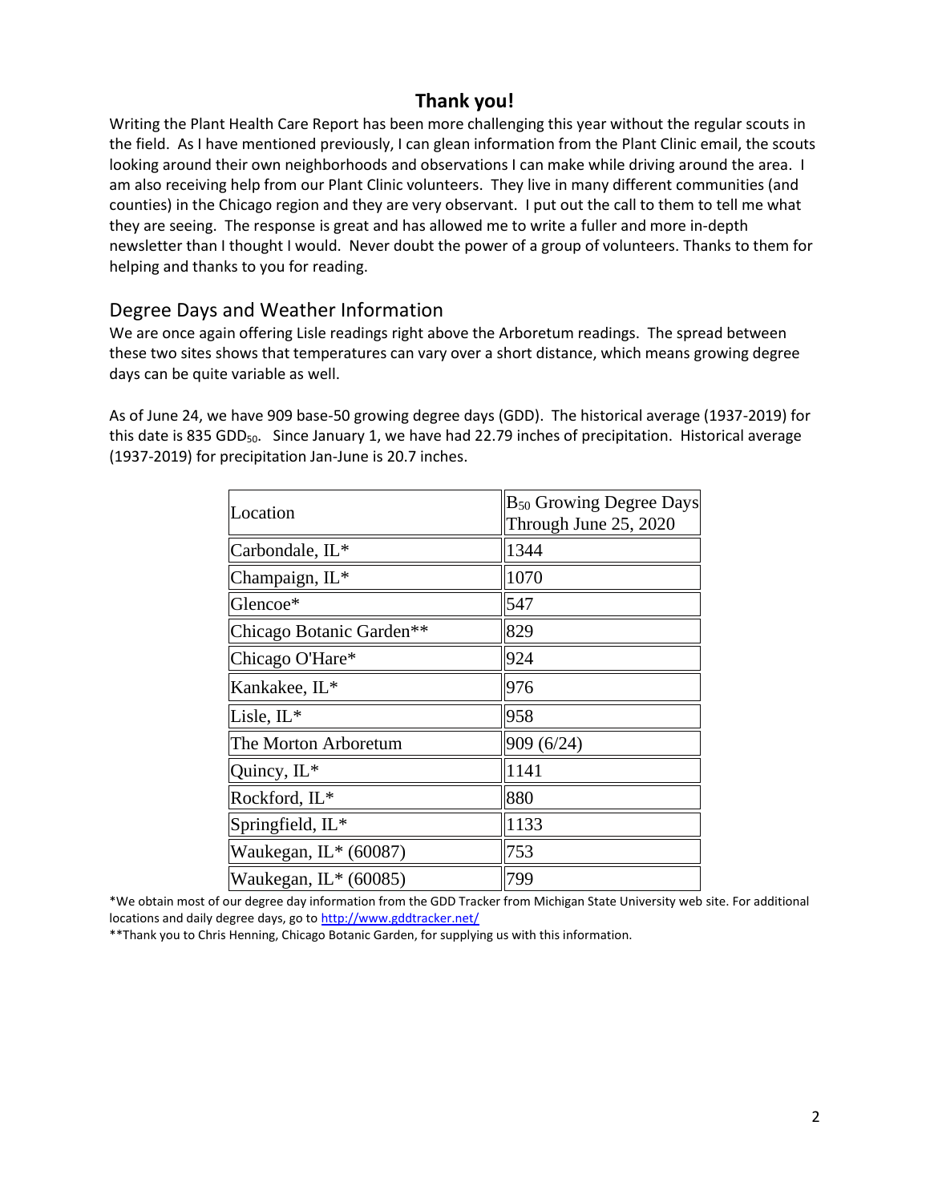## Thank you!

Writing the Plant Health Care Report has been more challenging this year without the regular scouts in the field. As I have mentioned previously, I can glean information from the Plant Clinic email, the scouts looking around their own neighborhoods and observations I can make while driving around the area. I am also receiving help from our Plant Clinic volunteers. They live in many different communities (and counties) in the Chicago region and they are very observant. I put out the call to them to tell me what they are seeing. The response is great and has allowed me to write a fuller and more in-depth newsletter than I thought I would. Never doubt the power of a group of volunteers. Thanks to them for helping and thanks to you for reading.

## Degree Days and Weather Information

We are once again offering Lisle readings right above the Arboretum readings. The spread between these two sites shows that temperatures can vary over a short distance, which means growing degree days can be quite variable as well.

As of June 24, we have 909 base-50 growing degree days (GDD). The historical average (1937-2019) for this date is 835 $GDD_{50}$. Since January 1, we have had 22.79 inches of precipitation. Historical average (1937-2019) for precipitation Jan-June is 20.7 inches.

| Location | $B_{50}$ Growing Degree Days Through June 25, 2020 |
|---|---|
| Carbondale, IL* | 1344 |
| Champaign, IL* | 1070 |
| Glencoe* | 547 |
| Chicago Botanic Garden** | 829 |
| Chicago O'Hare* | 924 |
| Kankakee, IL* | 976 |
| Lisle, IL* | 958 |
| The Morton Arboretum | 909 (6/24) |
| Quincy, IL* | 1141 |
| Rockford, IL* | 880 |
| Springfield, IL* | 1133 |
| Waukegan, IL* (60087) | 753 |
| Waukegan, IL* (60085) | 799 |

*We obtain most of our degree day information from the GDD Tracker from Michigan State University web site. For additional locations and daily degree days, go to http://www.gddtracker.net/

**Thank you to Chris Henning, Chicago Botanic Garden, for supplying us with this information.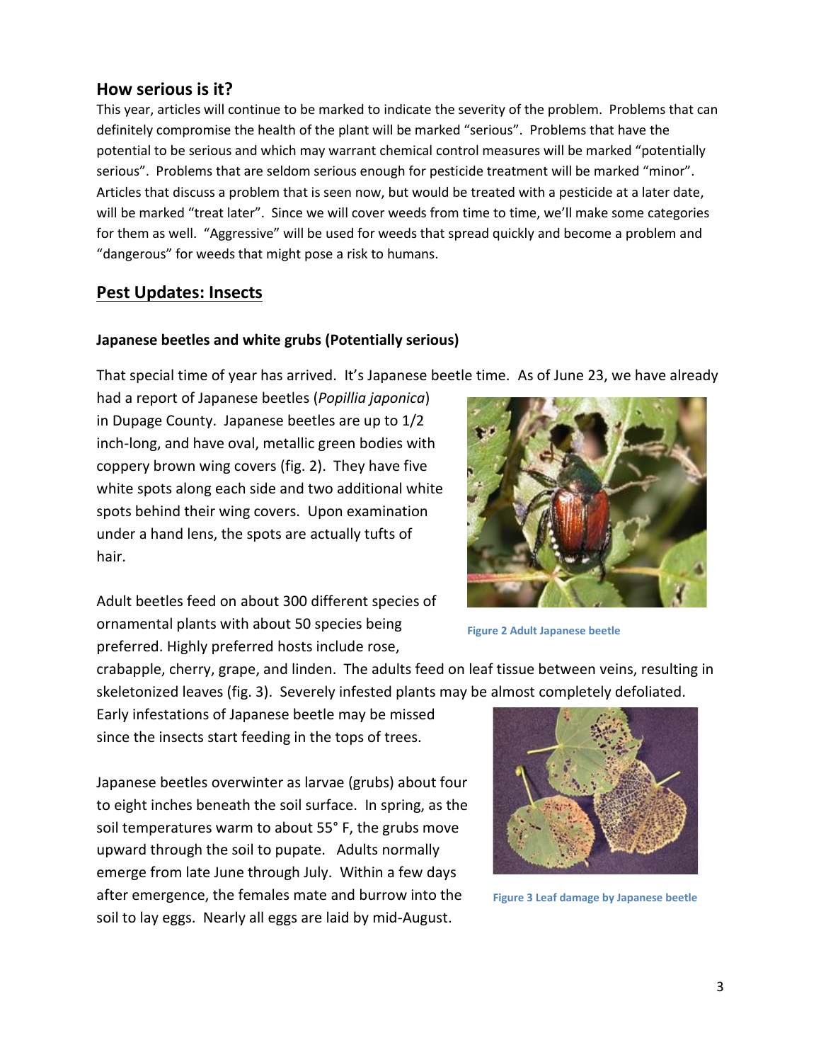## How serious is it?

This year, articles will continue to be marked to indicate the severity of the problem. Problems that can definitely compromise the health of the plant will be marked "serious". Problems that have the potential to be serious and which may warrant chemical control measures will be marked "potentially serious". Problems that are seldom serious enough for pesticide treatment will be marked "minor". Articles that discuss a problem that is seen now, but would be treated with a pesticide at a later date, will be marked "treat later". Since we will cover weeds from time to time, we'll make some categories for them as well. "Aggressive" will be used for weeds that spread quickly and become a problem and "dangerous" for weeds that might pose a risk to humans.

## Pest Updates: Insects

### Japanese beetles and white grubs (Potentially serious)

That special time of year has arrived. It's Japanese beetle time. As of June 23, we have already had a report of Japanese beetles (*Popillia japonica*) in Dupage County. Japanese beetles are up to 1/2 inch-long, and have oval, metallic green bodies with coppery brown wing covers (fig. 2). They have five white spots along each side and two additional white spots behind their wing covers. Upon examination under a hand lens, the spots are actually tufts of hair.

Figure 2 Adult Japanese beetle

Adult beetles feed on about 300 different species of ornamental plants with about 50 species being preferred. Highly preferred hosts include rose, crabapple, cherry, grape, and linden. The adults feed on leaf tissue between veins, resulting in skeletonized leaves (fig. 3). Severely infested plants may be almost completely defoliated. Early infestations of Japanese beetle may be missed since the insects start feeding in the tops of trees.

Figure 3 Leaf damage by Japanese beetle

Japanese beetles overwinter as larvae (grubs) about four to eight inches beneath the soil surface. In spring, as the soil temperatures warm to about 55° F, the grubs move upward through the soil to pupate. Adults normally emerge from late June through July. Within a few days after emergence, the females mate and burrow into the soil to lay eggs. Nearly all eggs are laid by mid-August.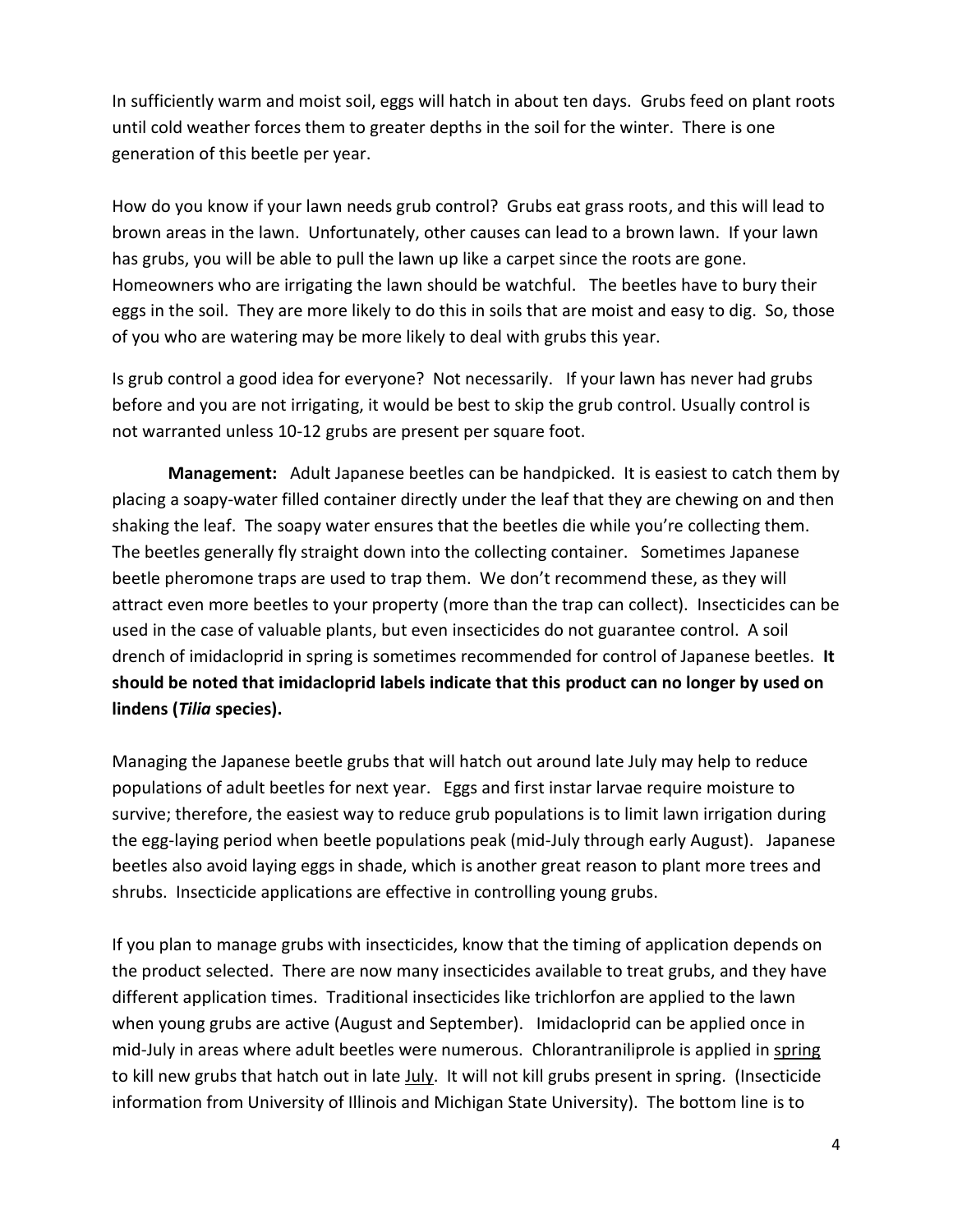In sufficiently warm and moist soil, eggs will hatch in about ten days. Grubs feed on plant roots until cold weather forces them to greater depths in the soil for the winter. There is one generation of this beetle per year.

How do you know if your lawn needs grub control? Grubs eat grass roots, and this will lead to brown areas in the lawn. Unfortunately, other causes can lead to a brown lawn. If your lawn has grubs, you will be able to pull the lawn up like a carpet since the roots are gone. Homeowners who are irrigating the lawn should be watchful. The beetles have to bury their eggs in the soil. They are more likely to do this in soils that are moist and easy to dig. So, those of you who are watering may be more likely to deal with grubs this year.

Is grub control a good idea for everyone? Not necessarily. If your lawn has never had grubs before and you are not irrigating, it would be best to skip the grub control. Usually control is not warranted unless 10-12 grubs are present per square foot.

**Management:** Adult Japanese beetles can be handpicked. It is easiest to catch them by placing a soapy-water filled container directly under the leaf that they are chewing on and then shaking the leaf. The soapy water ensures that the beetles die while you're collecting them. The beetles generally fly straight down into the collecting container. Sometimes Japanese beetle pheromone traps are used to trap them. We don't recommend these, as they will attract even more beetles to your property (more than the trap can collect). Insecticides can be used in the case of valuable plants, but even insecticides do not guarantee control. A soil drench of imidacloprid in spring is sometimes recommended for control of Japanese beetles. **It should be noted that imidacloprid labels indicate that this product can no longer by used on lindens (*Tilia* species).**

Managing the Japanese beetle grubs that will hatch out around late July may help to reduce populations of adult beetles for next year. Eggs and first instar larvae require moisture to survive; therefore, the easiest way to reduce grub populations is to limit lawn irrigation during the egg-laying period when beetle populations peak (mid-July through early August). Japanese beetles also avoid laying eggs in shade, which is another great reason to plant more trees and shrubs. Insecticide applications are effective in controlling young grubs.

If you plan to manage grubs with insecticides, know that the timing of application depends on the product selected. There are now many insecticides available to treat grubs, and they have different application times. Traditional insecticides like trichlorfon are applied to the lawn when young grubs are active (August and September). Imidacloprid can be applied once in mid-July in areas where adult beetles were numerous. Chlorantraniliprole is applied in <u>spring</u> to kill new grubs that hatch out in late <u>July</u>. It will not kill grubs present in spring. (Insecticide information from University of Illinois and Michigan State University). The bottom line is to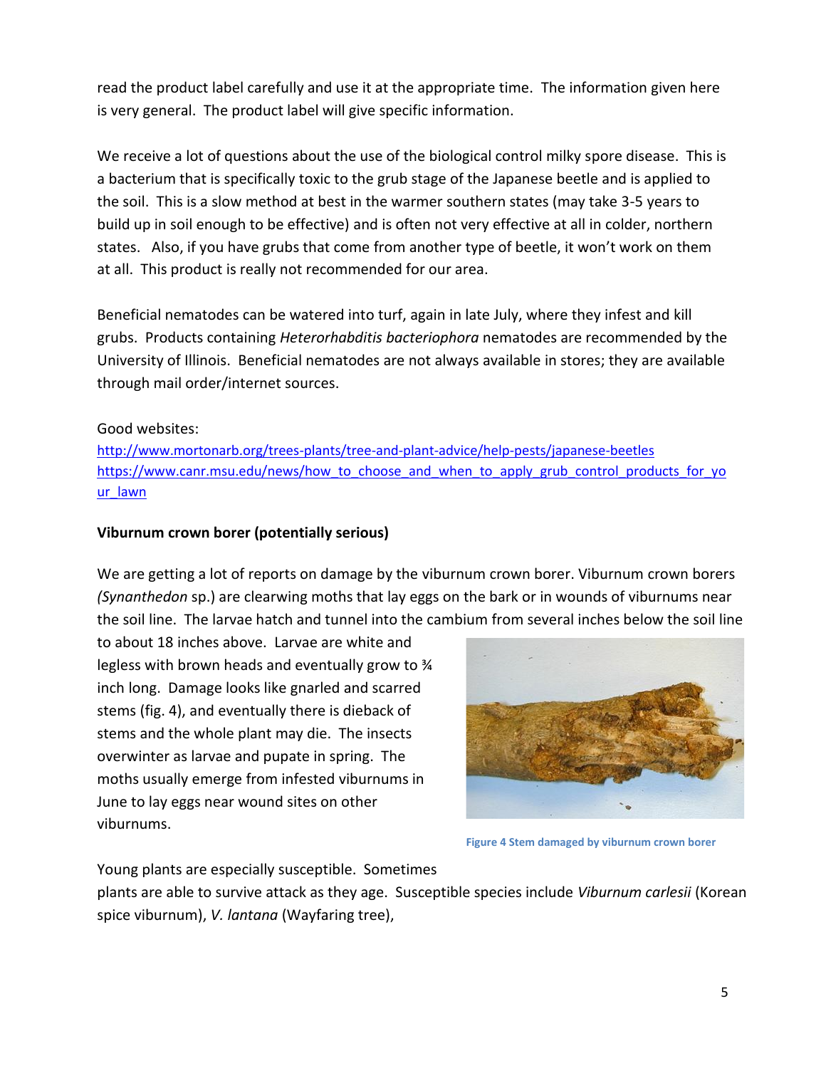read the product label carefully and use it at the appropriate time. The information given here is very general. The product label will give specific information.

We receive a lot of questions about the use of the biological control milky spore disease. This is a bacterium that is specifically toxic to the grub stage of the Japanese beetle and is applied to the soil. This is a slow method at best in the warmer southern states (may take 3-5 years to build up in soil enough to be effective) and is often not very effective at all in colder, northern states. Also, if you have grubs that come from another type of beetle, it won't work on them at all. This product is really not recommended for our area.

Beneficial nematodes can be watered into turf, again in late July, where they infest and kill grubs. Products containing *Heterorhabditis bacteriophora* nematodes are recommended by the University of Illinois. Beneficial nematodes are not always available in stores; they are available through mail order/internet sources.

Good websites:
http://www.mortonarb.org/trees-plants/tree-and-plant-advice/help-pests/japanese-beetles
https://www.canr.msu.edu/news/how_to_choose_and_when_to_apply_grub_control_products_for_your_lawn

**Viburnum crown borer (potentially serious)**

We are getting a lot of reports on damage by the viburnum crown borer. Viburnum crown borers *(Synanthedon* sp.) are clearwing moths that lay eggs on the bark or in wounds of viburnums near the soil line. The larvae hatch and tunnel into the cambium from several inches below the soil line to about 18 inches above. Larvae are white and legless with brown heads and eventually grow to ¾ inch long. Damage looks like gnarled and scarred stems (fig. 4), and eventually there is dieback of stems and the whole plant may die. The insects overwinter as larvae and pupate in spring. The moths usually emerge from infested viburnums in June to lay eggs near wound sites on other viburnums.

Figure 4 Stem damaged by viburnum crown borer

Young plants are especially susceptible. Sometimes plants are able to survive attack as they age. Susceptible species include *Viburnum carlesii* (Korean spice viburnum), *V. lantana* (Wayfaring tree),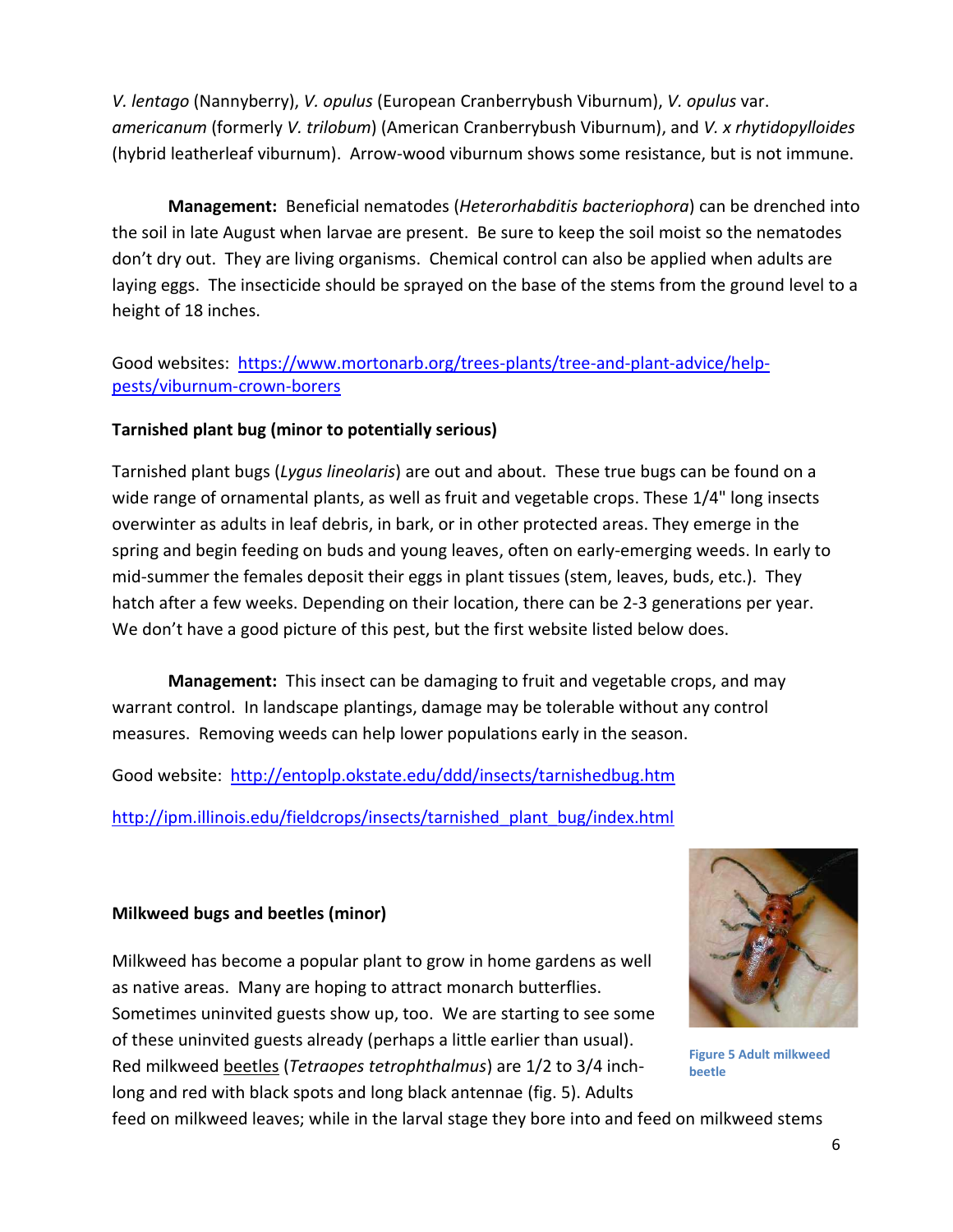*V. lentago* (Nannyberry), *V. opulus* (European Cranberrybush Viburnum), *V. opulus* var. *americanum* (formerly *V. trilobum*) (American Cranberrybush Viburnum), and *V. x rhytidopylloides* (hybrid leatherleaf viburnum). Arrow-wood viburnum shows some resistance, but is not immune.

**Management:** Beneficial nematodes (*Heterorhabditis bacteriophora*) can be drenched into the soil in late August when larvae are present. Be sure to keep the soil moist so the nematodes don't dry out. They are living organisms. Chemical control can also be applied when adults are laying eggs. The insecticide should be sprayed on the base of the stems from the ground level to a height of 18 inches.

Good websites: [https://www.mortonarb.org/trees-plants/tree-and-plant-advice/help-pests/viburnum-crown-borers](https://www.mortonarb.org/trees-plants/tree-and-plant-advice/help-pests/viburnum-crown-borers)

**Tarnished plant bug (minor to potentially serious)**

Tarnished plant bugs (*Lygus lineolaris*) are out and about. These true bugs can be found on a wide range of ornamental plants, as well as fruit and vegetable crops. These 1/4" long insects overwinter as adults in leaf debris, in bark, or in other protected areas. They emerge in the spring and begin feeding on buds and young leaves, often on early-emerging weeds. In early to mid-summer the females deposit their eggs in plant tissues (stem, leaves, buds, etc.). They hatch after a few weeks. Depending on their location, there can be 2-3 generations per year. We don't have a good picture of this pest, but the first website listed below does.

**Management:** This insect can be damaging to fruit and vegetable crops, and may warrant control. In landscape plantings, damage may be tolerable without any control measures. Removing weeds can help lower populations early in the season.

Good website: [http://entoplp.okstate.edu/ddd/insects/tarnishedbug.htm](http://entoplp.okstate.edu/ddd/insects/tarnishedbug.htm)

[http://ipm.illinois.edu/fieldcrops/insects/tarnished_plant_bug/index.html](http://ipm.illinois.edu/fieldcrops/insects/tarnished_plant_bug/index.html)

**Milkweed bugs and beetles (minor)**

Milkweed has become a popular plant to grow in home gardens as well as native areas. Many are hoping to attract monarch butterflies. Sometimes uninvited guests show up, too. We are starting to see some of these uninvited guests already (perhaps a little earlier than usual). Red milkweed beetles (*Tetraopes tetrophthalmus*) are 1/2 to 3/4 inch-long and red with black spots and long black antennae (fig. 5). Adults feed on milkweed leaves; while in the larval stage they bore into and feed on milkweed stems

Figure 5 Adult milkweed beetle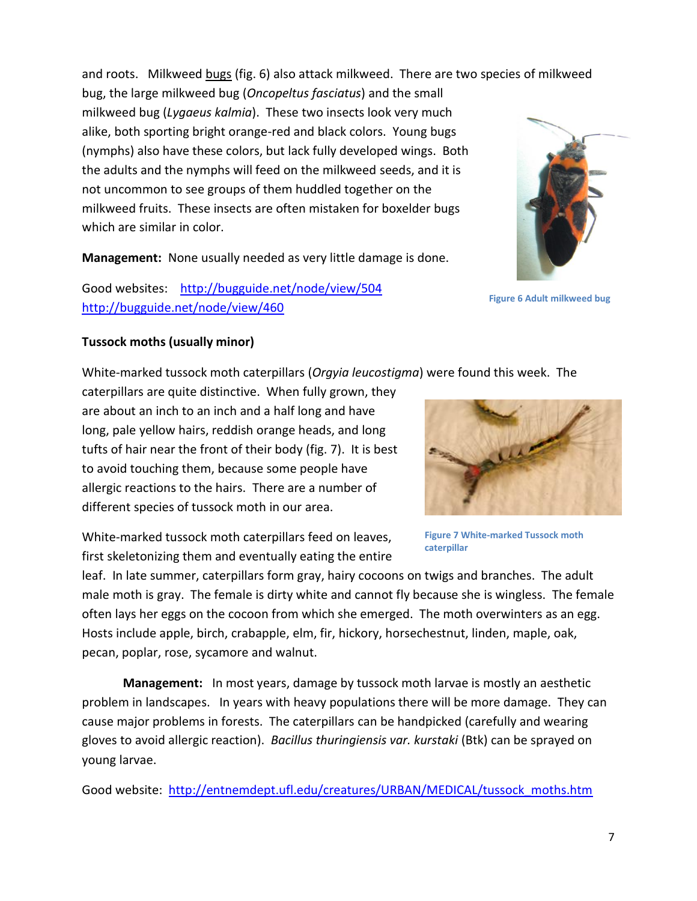and roots. Milkweed bugs (fig. 6) also attack milkweed. There are two species of milkweed bug, the large milkweed bug (*Oncopeltus fasciatus*) and the small milkweed bug (*Lygaeus kalmia*). These two insects look very much alike, both sporting bright orange-red and black colors. Young bugs (nymphs) also have these colors, but lack fully developed wings. Both the adults and the nymphs will feed on the milkweed seeds, and it is not uncommon to see groups of them huddled together on the milkweed fruits. These insects are often mistaken for boxelder bugs which are similar in color.

**Management:** None usually needed as very little damage is done.

Good websites: http://bugguide.net/node/view/504 http://bugguide.net/node/view/460

Figure 6 Adult milkweed bug

**Tussock moths (usually minor)**

White-marked tussock moth caterpillars (*Orgyia leucostigma*) were found this week. The caterpillars are quite distinctive. When fully grown, they are about an inch to an inch and a half long and have long, pale yellow hairs, reddish orange heads, and long tufts of hair near the front of their body (fig. 7). It is best to avoid touching them, because some people have allergic reactions to the hairs. There are a number of different species of tussock moth in our area.

Figure 7 White-marked Tussock moth caterpillar

White-marked tussock moth caterpillars feed on leaves, first skeletonizing them and eventually eating the entire leaf. In late summer, caterpillars form gray, hairy cocoons on twigs and branches. The adult male moth is gray. The female is dirty white and cannot fly because she is wingless. The female often lays her eggs on the cocoon from which she emerged. The moth overwinters as an egg. Hosts include apple, birch, crabapple, elm, fir, hickory, horsechestnut, linden, maple, oak, pecan, poplar, rose, sycamore and walnut.

**Management:** In most years, damage by tussock moth larvae is mostly an aesthetic problem in landscapes. In years with heavy populations there will be more damage. They can cause major problems in forests. The caterpillars can be handpicked (carefully and wearing gloves to avoid allergic reaction). *Bacillus thuringiensis var. kurstaki* (Btk) can be sprayed on young larvae.

Good website: http://entnemdept.ufl.edu/creatures/URBAN/MEDICAL/tussock_moths.htm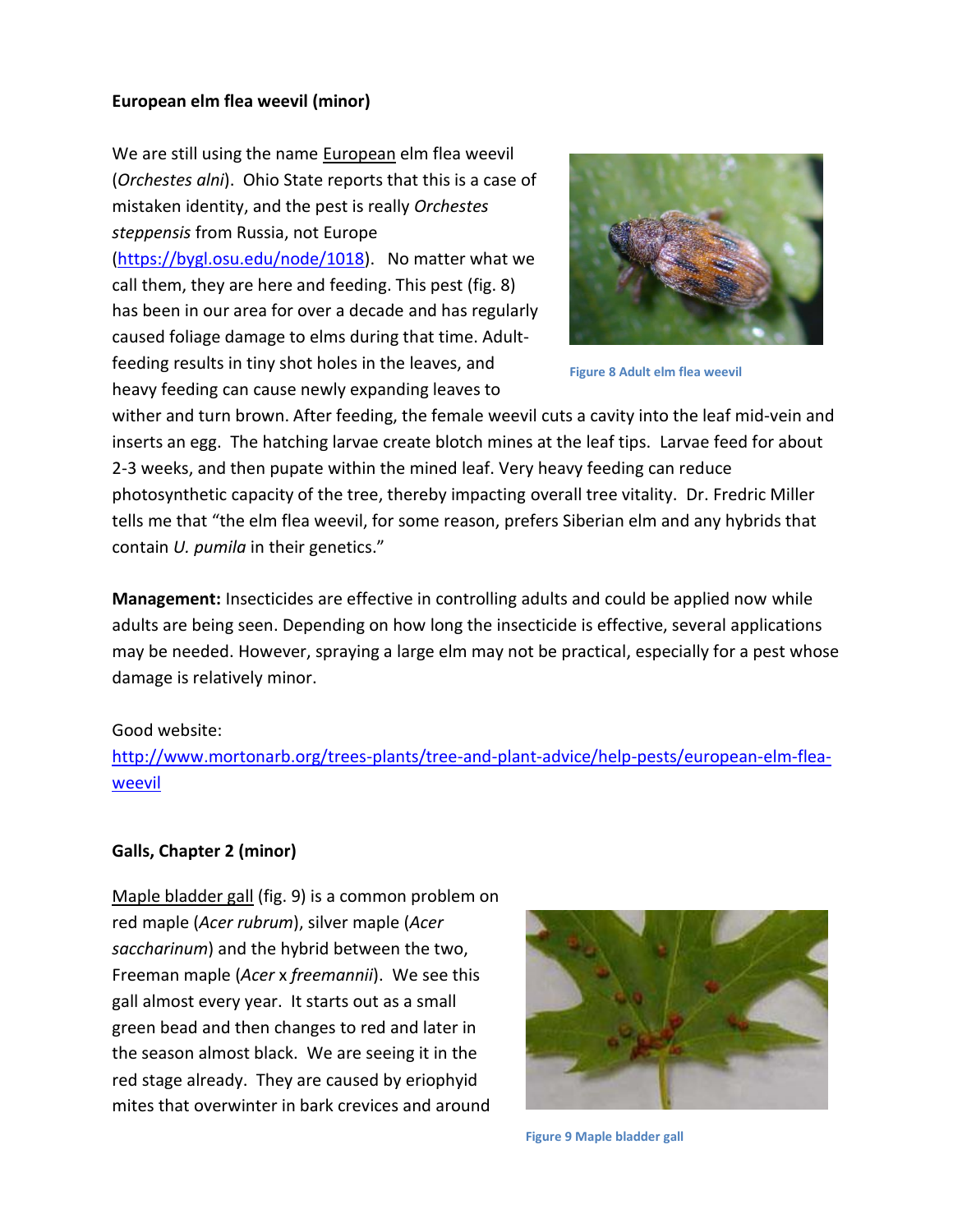**European elm flea weevil (minor)**

We are still using the name European elm flea weevil (*Orchestes alni*). Ohio State reports that this is a case of mistaken identity, and the pest is really *Orchestes steppensis* from Russia, not Europe (https://bygl.osu.edu/node/1018). No matter what we call them, they are here and feeding. This pest (fig. 8) has been in our area for over a decade and has regularly caused foliage damage to elms during that time. Adult-feeding results in tiny shot holes in the leaves, and heavy feeding can cause newly expanding leaves to wither and turn brown. After feeding, the female weevil cuts a cavity into the leaf mid-vein and inserts an egg. The hatching larvae create blotch mines at the leaf tips. Larvae feed for about 2-3 weeks, and then pupate within the mined leaf. Very heavy feeding can reduce photosynthetic capacity of the tree, thereby impacting overall tree vitality. Dr. Fredric Miller tells me that "the elm flea weevil, for some reason, prefers Siberian elm and any hybrids that contain *U. pumila* in their genetics."

Figure 8 Adult elm flea weevil

**Management:** Insecticides are effective in controlling adults and could be applied now while adults are being seen. Depending on how long the insecticide is effective, several applications may be needed. However, spraying a large elm may not be practical, especially for a pest whose damage is relatively minor.

Good website:
http://www.mortonarb.org/trees-plants/tree-and-plant-advice/help-pests/european-elm-flea-weevil

**Galls, Chapter 2 (minor)**

Maple bladder gall (fig. 9) is a common problem on red maple (*Acer rubrum*), silver maple (*Acer saccharinum*) and the hybrid between the two, Freeman maple (*Acer* x *freemannii*). We see this gall almost every year. It starts out as a small green bead and then changes to red and later in the season almost black. We are seeing it in the red stage already. They are caused by eriophyid mites that overwinter in bark crevices and around

Figure 9 Maple bladder gall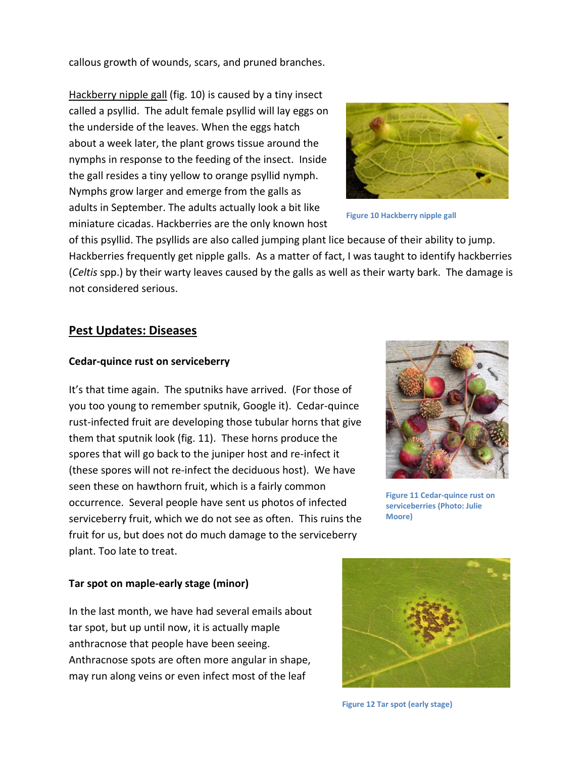callous growth of wounds, scars, and pruned branches.

Hackberry nipple gall (fig. 10) is caused by a tiny insect called a psyllid. The adult female psyllid will lay eggs on the underside of the leaves. When the eggs hatch about a week later, the plant grows tissue around the nymphs in response to the feeding of the insect. Inside the gall resides a tiny yellow to orange psyllid nymph. Nymphs grow larger and emerge from the galls as adults in September. The adults actually look a bit like miniature cicadas. Hackberries are the only known host of this psyllid. The psyllids are also called jumping plant lice because of their ability to jump. Hackberries frequently get nipple galls. As a matter of fact, I was taught to identify hackberries (*Celtis* spp.) by their warty leaves caused by the galls as well as their warty bark. The damage is not considered serious.

**Figure 10 Hackberry nipple gall**

## Pest Updates: Diseases

### Cedar-quince rust on serviceberry

It's that time again. The sputniks have arrived. (For those of you too young to remember sputnik, Google it). Cedar-quince rust-infected fruit are developing those tubular horns that give them that sputnik look (fig. 11). These horns produce the spores that will go back to the juniper host and re-infect it (these spores will not re-infect the deciduous host). We have seen these on hawthorn fruit, which is a fairly common occurrence. Several people have sent us photos of infected serviceberry fruit, which we do not see as often. This ruins the fruit for us, but does not do much damage to the serviceberry plant. Too late to treat.

**Figure 11 Cedar-quince rust on serviceberries (Photo: Julie Moore)**

### Tar spot on maple-early stage (minor)

In the last month, we have had several emails about tar spot, but up until now, it is actually maple anthracnose that people have been seeing. Anthracnose spots are often more angular in shape, may run along veins or even infect most of the leaf

**Figure 12 Tar spot (early stage)**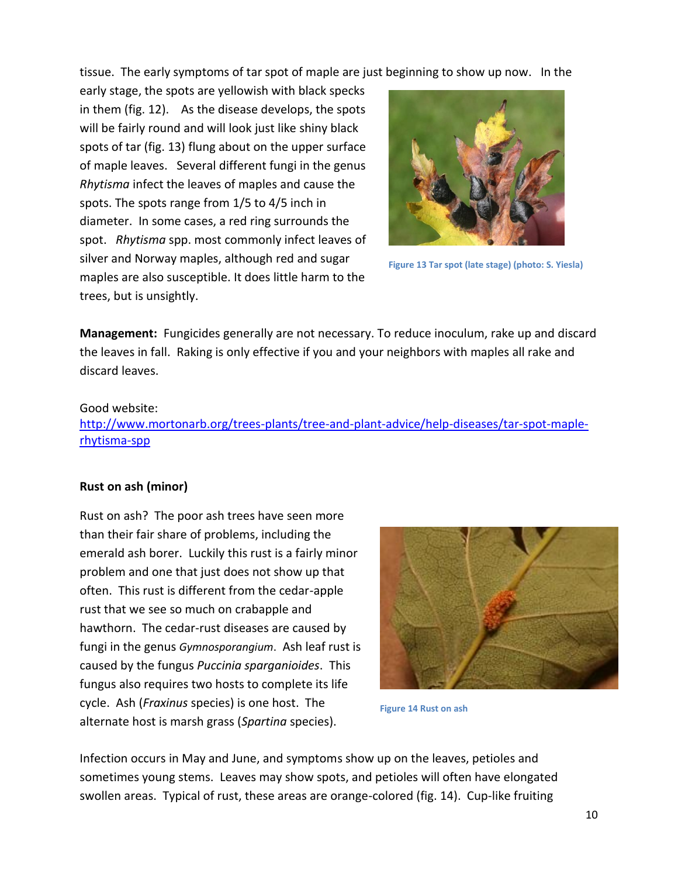tissue. The early symptoms of tar spot of maple are just beginning to show up now. In the early stage, the spots are yellowish with black specks in them (fig. 12). As the disease develops, the spots will be fairly round and will look just like shiny black spots of tar (fig. 13) flung about on the upper surface of maple leaves. Several different fungi in the genus *Rhytisma* infect the leaves of maples and cause the spots. The spots range from 1/5 to 4/5 inch in diameter. In some cases, a red ring surrounds the spot. *Rhytisma* spp. most commonly infect leaves of silver and Norway maples, although red and sugar maples are also susceptible. It does little harm to the trees, but is unsightly.

Figure 13 Tar spot (late stage) (photo: S. Yiesla)

**Management:** Fungicides generally are not necessary. To reduce inoculum, rake up and discard the leaves in fall. Raking is only effective if you and your neighbors with maples all rake and discard leaves.

Good website:
http://www.mortonarb.org/trees-plants/tree-and-plant-advice/help-diseases/tar-spot-maple-rhytisma-spp

**Rust on ash (minor)**

Rust on ash? The poor ash trees have seen more than their fair share of problems, including the emerald ash borer. Luckily this rust is a fairly minor problem and one that just does not show up that often. This rust is different from the cedar-apple rust that we see so much on crabapple and hawthorn. The cedar-rust diseases are caused by fungi in the genus *Gymnosporangium*. Ash leaf rust is caused by the fungus *Puccinia sparganioides*. This fungus also requires two hosts to complete its life cycle. Ash (*Fraxinus* species) is one host. The alternate host is marsh grass (*Spartina* species).

Figure 14 Rust on ash

Infection occurs in May and June, and symptoms show up on the leaves, petioles and sometimes young stems. Leaves may show spots, and petioles will often have elongated swollen areas. Typical of rust, these areas are orange-colored (fig. 14). Cup-like fruiting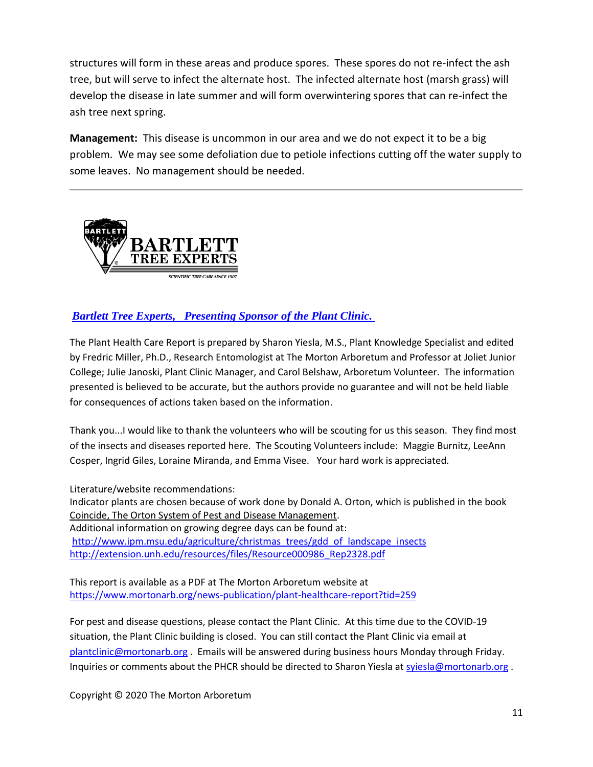structures will form in these areas and produce spores. These spores do not re-infect the ash tree, but will serve to infect the alternate host. The infected alternate host (marsh grass) will develop the disease in late summer and will form overwintering spores that can re-infect the ash tree next spring.

**Management:** This disease is uncommon in our area and we do not expect it to be a big problem. We may see some defoliation due to petiole infections cutting off the water supply to some leaves. No management should be needed.

---

BARTLETT TREE EXPERTS

SCIENTIFIC TREE CARE SINCE 1907

***Bartlett Tree Experts, Presenting Sponsor of the Plant Clinic.***

The Plant Health Care Report is prepared by Sharon Yiesla, M.S., Plant Knowledge Specialist and edited by Fredric Miller, Ph.D., Research Entomologist at The Morton Arboretum and Professor at Joliet Junior College; Julie Janoski, Plant Clinic Manager, and Carol Belshaw, Arboretum Volunteer. The information presented is believed to be accurate, but the authors provide no guarantee and will not be held liable for consequences of actions taken based on the information.

Thank you...I would like to thank the volunteers who will be scouting for us this season. They find most of the insects and diseases reported here. The Scouting Volunteers include: Maggie Burnitz, LeeAnn Cosper, Ingrid Giles, Loraine Miranda, and Emma Visee. Your hard work is appreciated.

Literature/website recommendations:
Indicator plants are chosen because of work done by Donald A. Orton, which is published in the book Coincide, The Orton System of Pest and Disease Management.
Additional information on growing degree days can be found at:
http://www.ipm.msu.edu/agriculture/christmas_trees/gdd_of_landscape_insects
http://extension.unh.edu/resources/files/Resource000986_Rep2328.pdf

This report is available as a PDF at The Morton Arboretum website at
https://www.mortonarb.org/news-publication/plant-healthcare-report?tid=259

For pest and disease questions, please contact the Plant Clinic. At this time due to the COVID-19 situation, the Plant Clinic building is closed. You can still contact the Plant Clinic via email at plantclinic@mortonarb.org . Emails will be answered during business hours Monday through Friday. Inquiries or comments about the PHCR should be directed to Sharon Yiesla at syiesla@mortonarb.org .

Copyright © 2020 The Morton Arboretum